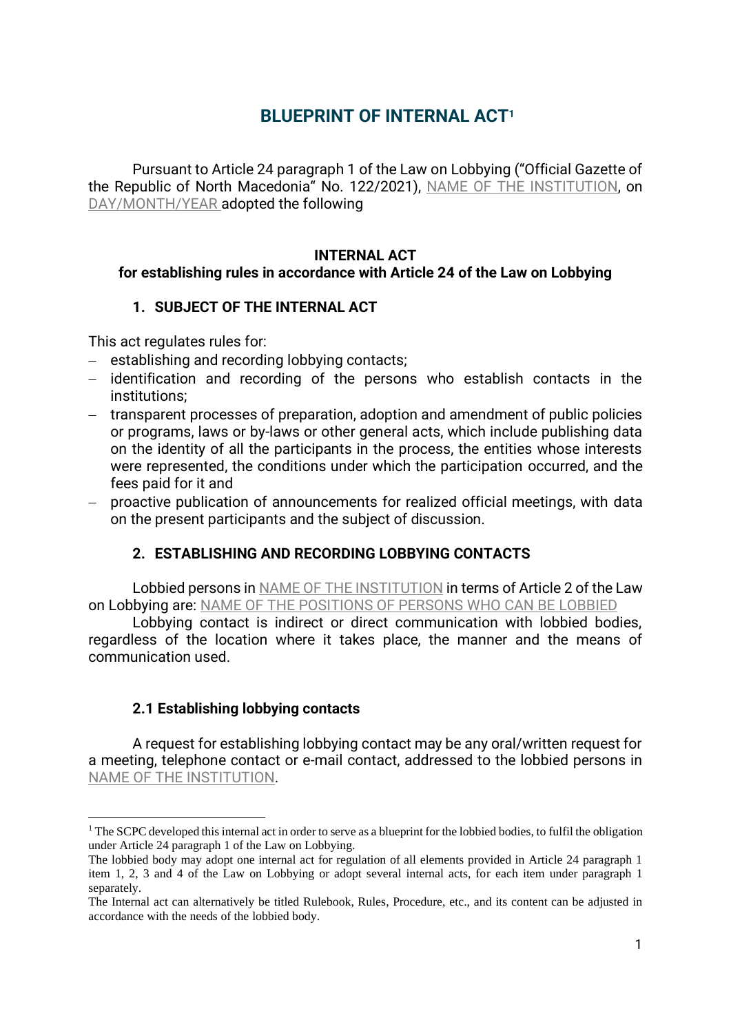# BLUEPRINT OF INTERNAL ACT[1]

Pursuant to Article 24 paragraph 1 of the Law on Lobbying ("Official Gazette of the Republic of North Macedonia" No. 122/2021), NAME OF THE INSTITUTION, on DAY/MONTH/YEAR adopted the following

**INTERNAL ACT**
**for establishing rules in accordance with Article 24 of the Law on Lobbying**

## 1. SUBJECT OF THE INTERNAL ACT

This act regulates rules for:

- establishing and recording lobbying contacts;
- identification and recording of the persons who establish contacts in the institutions;
- transparent processes of preparation, adoption and amendment of public policies or programs, laws or by-laws or other general acts, which include publishing data on the identity of all the participants in the process, the entities whose interests were represented, the conditions under which the participation occurred, and the fees paid for it and
- proactive publication of announcements for realized official meetings, with data on the present participants and the subject of discussion.

## 2. ESTABLISHING AND RECORDING LOBBYING CONTACTS

Lobbied persons in NAME OF THE INSTITUTION in terms of Article 2 of the Law on Lobbying are: NAME OF THE POSITIONS OF PERSONS WHO CAN BE LOBBIED

Lobbying contact is indirect or direct communication with lobbied bodies, regardless of the location where it takes place, the manner and the means of communication used.

### 2.1 Establishing lobbying contacts

A request for establishing lobbying contact may be any oral/written request for a meeting, telephone contact or e-mail contact, addressed to the lobbied persons in NAME OF THE INSTITUTION.

---

[1] The SCPC developed this internal act in order to serve as a blueprint for the lobbied bodies, to fulfil the obligation under Article 24 paragraph 1 of the Law on Lobbying.
The lobbied body may adopt one internal act for regulation of all elements provided in Article 24 paragraph 1 item 1, 2, 3 and 4 of the Law on Lobbying or adopt several internal acts, for each item under paragraph 1 separately.
The Internal act can alternatively be titled Rulebook, Rules, Procedure, etc., and its content can be adjusted in accordance with the needs of the lobbied body.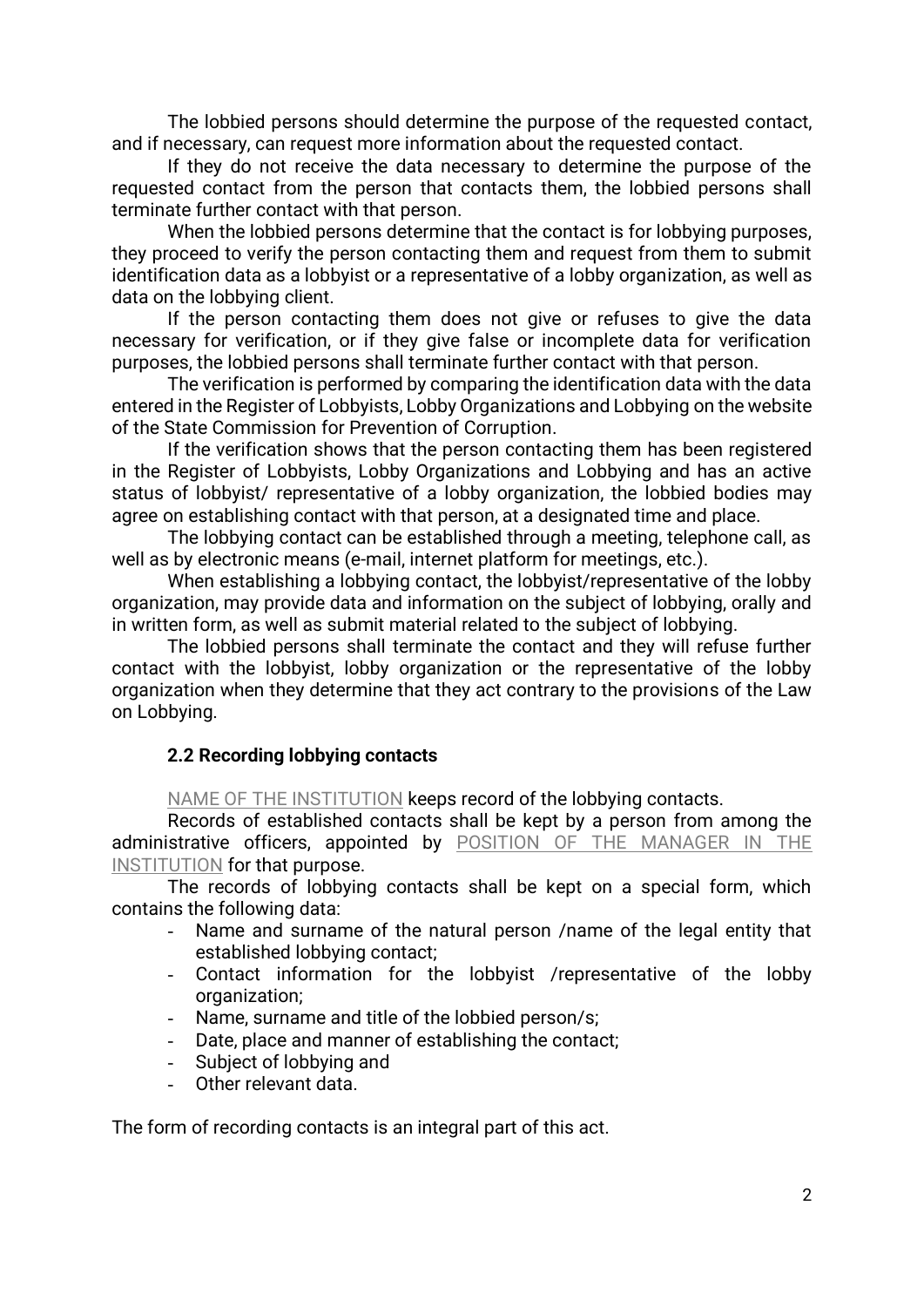The lobbied persons should determine the purpose of the requested contact, and if necessary, can request more information about the requested contact.

If they do not receive the data necessary to determine the purpose of the requested contact from the person that contacts them, the lobbied persons shall terminate further contact with that person.

When the lobbied persons determine that the contact is for lobbying purposes, they proceed to verify the person contacting them and request from them to submit identification data as a lobbyist or a representative of a lobby organization, as well as data on the lobbying client.

If the person contacting them does not give or refuses to give the data necessary for verification, or if they give false or incomplete data for verification purposes, the lobbied persons shall terminate further contact with that person.

The verification is performed by comparing the identification data with the data entered in the Register of Lobbyists, Lobby Organizations and Lobbying on the website of the State Commission for Prevention of Corruption.

If the verification shows that the person contacting them has been registered in the Register of Lobbyists, Lobby Organizations and Lobbying and has an active status of lobbyist/ representative of a lobby organization, the lobbied bodies may agree on establishing contact with that person, at a designated time and place.

The lobbying contact can be established through a meeting, telephone call, as well as by electronic means (e-mail, internet platform for meetings, etc.).

When establishing a lobbying contact, the lobbyist/representative of the lobby organization, may provide data and information on the subject of lobbying, orally and in written form, as well as submit material related to the subject of lobbying.

The lobbied persons shall terminate the contact and they will refuse further contact with the lobbyist, lobby organization or the representative of the lobby organization when they determine that they act contrary to the provisions of the Law on Lobbying.

### 2.2 Recording lobbying contacts

NAME OF THE INSTITUTION keeps record of the lobbying contacts.

Records of established contacts shall be kept by a person from among the administrative officers, appointed by POSITION OF THE MANAGER IN THE INSTITUTION for that purpose.

The records of lobbying contacts shall be kept on a special form, which contains the following data:

- Name and surname of the natural person /name of the legal entity that established lobbying contact;
- Contact information for the lobbyist /representative of the lobby organization;
- Name, surname and title of the lobbied person/s;
- Date, place and manner of establishing the contact;
- Subject of lobbying and
- Other relevant data.

The form of recording contacts is an integral part of this act.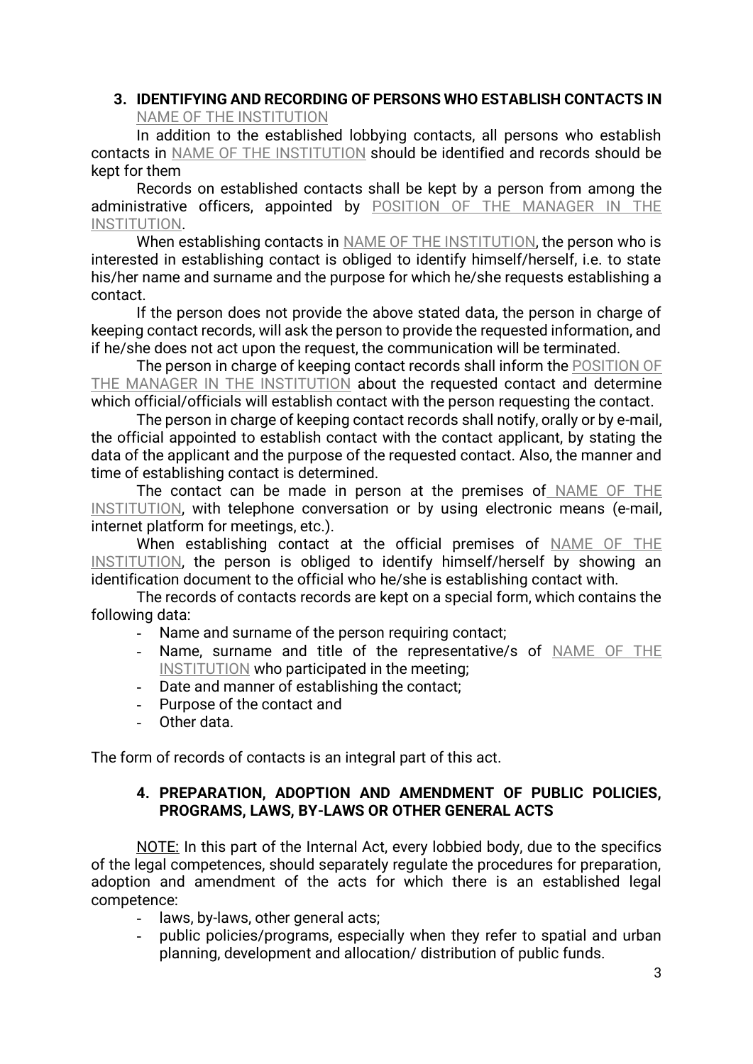## 3. IDENTIFYING AND RECORDING OF PERSONS WHO ESTABLISH CONTACTS IN NAME OF THE INSTITUTION

In addition to the established lobbying contacts, all persons who establish contacts in NAME OF THE INSTITUTION should be identified and records should be kept for them

Records on established contacts shall be kept by a person from among the administrative officers, appointed by POSITION OF THE MANAGER IN THE INSTITUTION.

When establishing contacts in NAME OF THE INSTITUTION, the person who is interested in establishing contact is obliged to identify himself/herself, i.e. to state his/her name and surname and the purpose for which he/she requests establishing a contact.

If the person does not provide the above stated data, the person in charge of keeping contact records, will ask the person to provide the requested information, and if he/she does not act upon the request, the communication will be terminated.

The person in charge of keeping contact records shall inform the POSITION OF THE MANAGER IN THE INSTITUTION about the requested contact and determine which official/officials will establish contact with the person requesting the contact.

The person in charge of keeping contact records shall notify, orally or by e-mail, the official appointed to establish contact with the contact applicant, by stating the data of the applicant and the purpose of the requested contact. Also, the manner and time of establishing contact is determined.

The contact can be made in person at the premises of NAME OF THE INSTITUTION, with telephone conversation or by using electronic means (e-mail, internet platform for meetings, etc.).

When establishing contact at the official premises of NAME OF THE INSTITUTION, the person is obliged to identify himself/herself by showing an identification document to the official who he/she is establishing contact with.

The records of contacts records are kept on a special form, which contains the following data:

- Name and surname of the person requiring contact;
- Name, surname and title of the representative/s of NAME OF THE INSTITUTION who participated in the meeting;
- Date and manner of establishing the contact;
- Purpose of the contact and
- Other data.

The form of records of contacts is an integral part of this act.

## 4. PREPARATION, ADOPTION AND AMENDMENT OF PUBLIC POLICIES, PROGRAMS, LAWS, BY-LAWS OR OTHER GENERAL ACTS

NOTE: In this part of the Internal Act, every lobbied body, due to the specifics of the legal competences, should separately regulate the procedures for preparation, adoption and amendment of the acts for which there is an established legal competence:

- laws, by-laws, other general acts;
- public policies/programs, especially when they refer to spatial and urban planning, development and allocation/ distribution of public funds.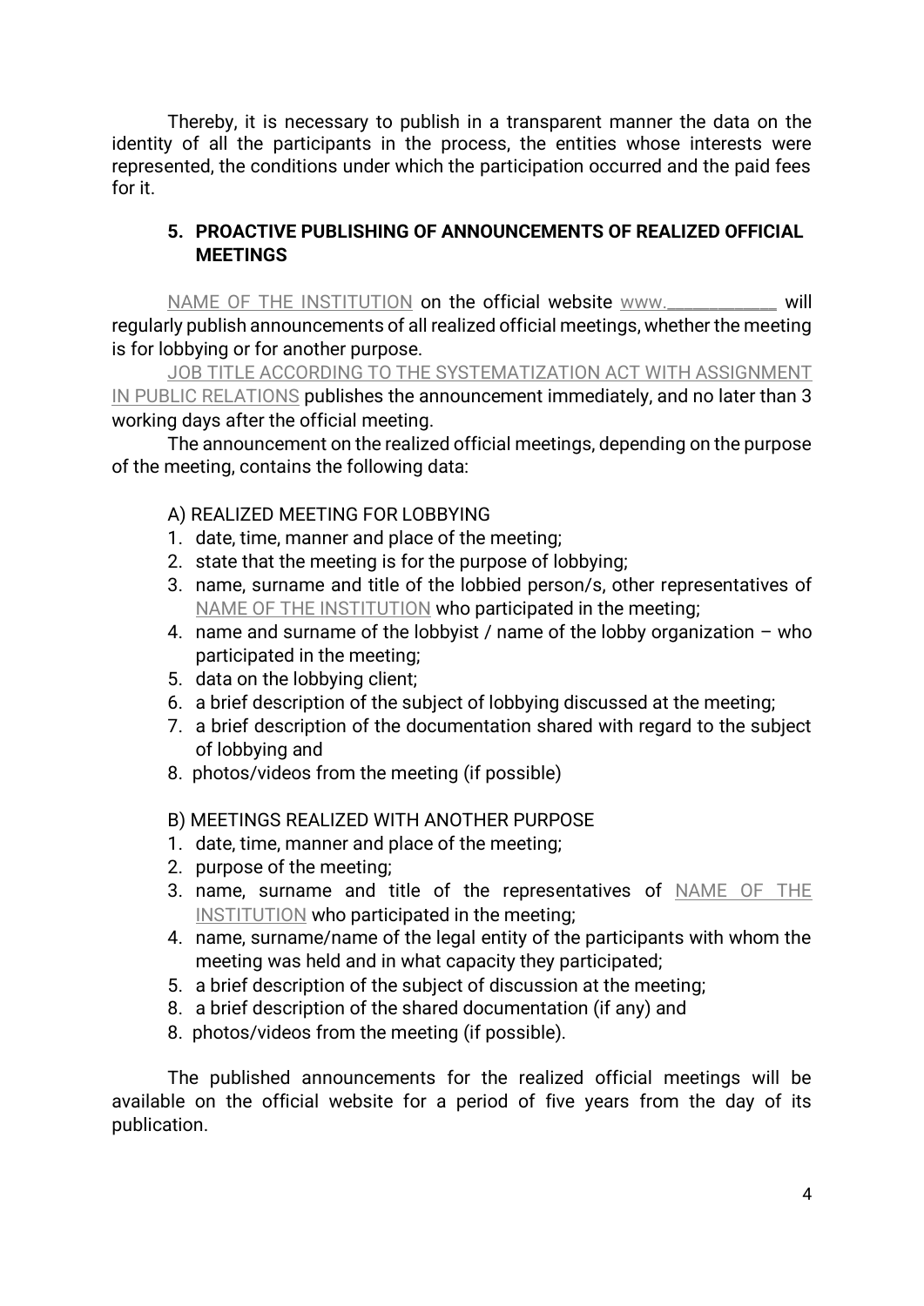Thereby, it is necessary to publish in a transparent manner the data on the identity of all the participants in the process, the entities whose interests were represented, the conditions under which the participation occurred and the paid fees for it.

## 5. PROACTIVE PUBLISHING OF ANNOUNCEMENTS OF REALIZED OFFICIAL MEETINGS

NAME OF THE INSTITUTION on the official website www.___________ will regularly publish announcements of all realized official meetings, whether the meeting is for lobbying or for another purpose.

JOB TITLE ACCORDING TO THE SYSTEMATIZATION ACT WITH ASSIGNMENT IN PUBLIC RELATIONS publishes the announcement immediately, and no later than 3 working days after the official meeting.

The announcement on the realized official meetings, depending on the purpose of the meeting, contains the following data:

A) REALIZED MEETING FOR LOBBYING

1. date, time, manner and place of the meeting;
2. state that the meeting is for the purpose of lobbying;
3. name, surname and title of the lobbied person/s, other representatives of NAME OF THE INSTITUTION who participated in the meeting;
4. name and surname of the lobbyist / name of the lobby organization – who participated in the meeting;
5. data on the lobbying client;
6. a brief description of the subject of lobbying discussed at the meeting;
7. a brief description of the documentation shared with regard to the subject of lobbying and
8. photos/videos from the meeting (if possible)

B) MEETINGS REALIZED WITH ANOTHER PURPOSE

1. date, time, manner and place of the meeting;
2. purpose of the meeting;
3. name, surname and title of the representatives of NAME OF THE INSTITUTION who participated in the meeting;
4. name, surname/name of the legal entity of the participants with whom the meeting was held and in what capacity they participated;
5. a brief description of the subject of discussion at the meeting;

8. a brief description of the shared documentation (if any) and
8. photos/videos from the meeting (if possible).

The published announcements for the realized official meetings will be available on the official website for a period of five years from the day of its publication.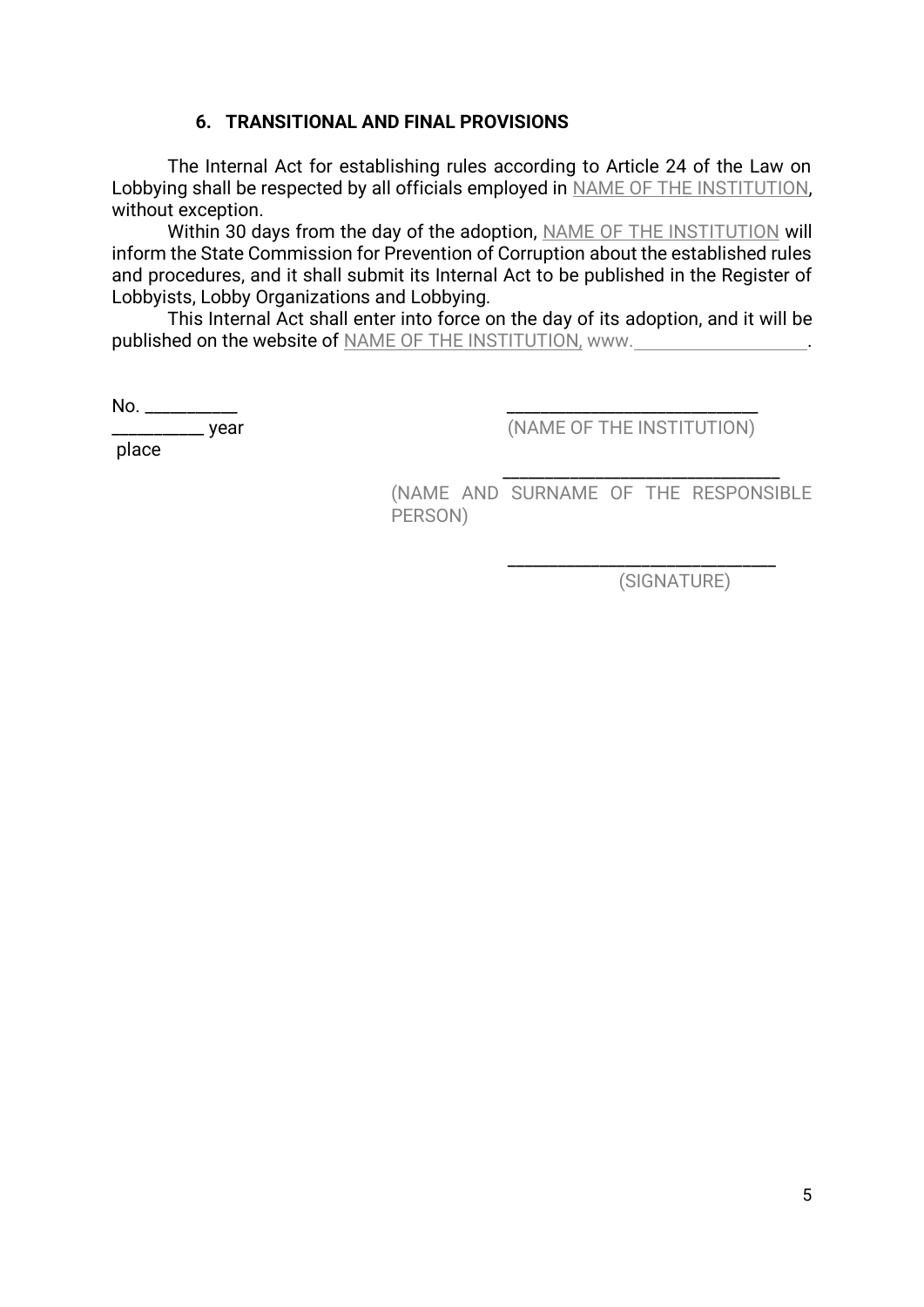### 6. TRANSITIONAL AND FINAL PROVISIONS

The Internal Act for establishing rules according to Article 24 of the Law on Lobbying shall be respected by all officials employed in NAME OF THE INSTITUTION, without exception.

Within 30 days from the day of the adoption, NAME OF THE INSTITUTION will inform the State Commission for Prevention of Corruption about the established rules and procedures, and it shall submit its Internal Act to be published in the Register of Lobbyists, Lobby Organizations and Lobbying.

This Internal Act shall enter into force on the day of its adoption, and it will be published on the website of NAME OF THE INSTITUTION, www.__________________.

No. __________
__________ year
place

___________________________
(NAME OF THE INSTITUTION)

______________________________
(NAME AND SURNAME OF THE RESPONSIBLE PERSON)

_____________________________
(SIGNATURE)